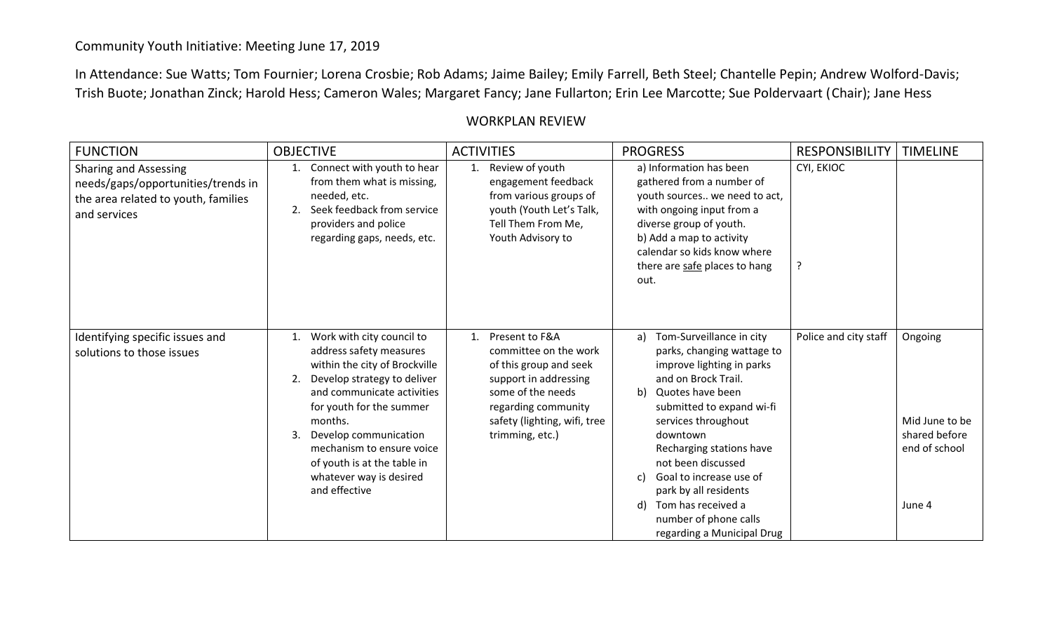Community Youth Initiative: Meeting June 17, 2019

In Attendance: Sue Watts; Tom Fournier; Lorena Crosbie; Rob Adams; Jaime Bailey; Emily Farrell, Beth Steel; Chantelle Pepin; Andrew Wolford-Davis; Trish Buote; Jonathan Zinck; Harold Hess; Cameron Wales; Margaret Fancy; Jane Fullarton; Erin Lee Marcotte; Sue Poldervaart (Chair); Jane Hess

## WORKPLAN REVIEW

| FUNCTION | OBJECTIVE | ACTIVITIES | PROGRESS | RESPONSIBILITY | TIMELINE |
|---|---|---|---|---|---|
| Sharing and Assessing needs/gaps/opportunities/trends in the area related to youth, families and services | 1. Connect with youth to hear from them what is missing, needed, etc.<br>2. Seek feedback from service providers and police regarding gaps, needs, etc. | 1. Review of youth engagement feedback from various groups of youth (Youth Let's Talk, Tell Them From Me, Youth Advisory to | a) Information has been gathered from a number of youth sources.. we need to act, with ongoing input from a diverse group of youth.<br>b) Add a map to activity calendar so kids know where there are <u>safe</u> places to hang out. | CYI, EKIOC<br><br>? | |
| Identifying specific issues and solutions to those issues | 1. Work with city council to address safety measures within the city of Brockville<br>2. Develop strategy to deliver and communicate activities for youth for the summer months.<br>3. Develop communication mechanism to ensure voice of youth is at the table in whatever way is desired and effective | 1. Present to F&A committee on the work of this group and seek support in addressing some of the needs regarding community safety (lighting, wifi, tree trimming, etc.) | a) Tom-Surveillance in city parks, changing wattage to improve lighting in parks and on Brock Trail.<br>b) Quotes have been submitted to expand wi-fi services throughout downtown<br>Recharging stations have not been discussed<br>c) Goal to increase use of park by all residents<br>d) Tom has received a number of phone calls regarding a Municipal Drug | Police and city staff | Ongoing<br><br>Mid June to be shared before end of school<br><br>June 4 |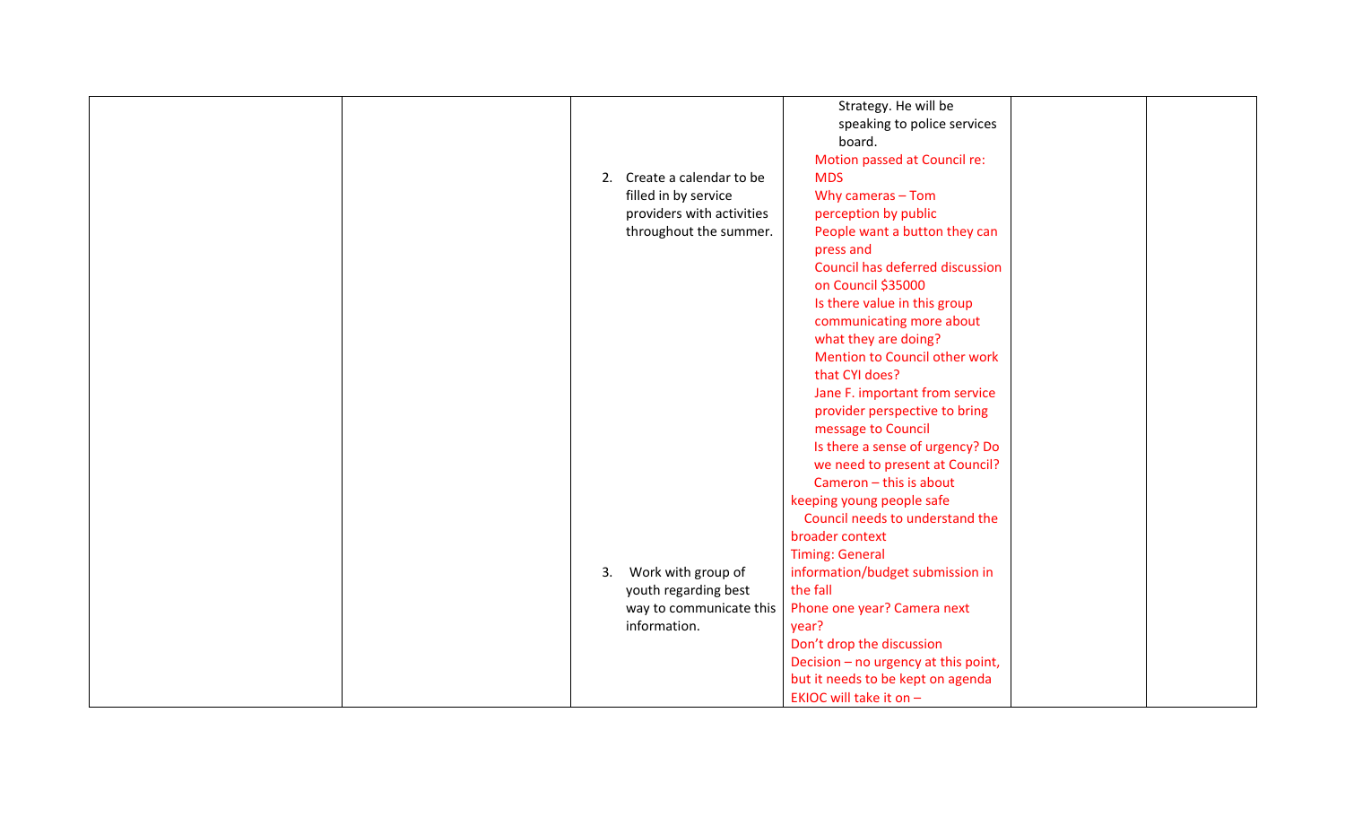| | | | | | |
|---|---|---|---|---|---|
| | | 2. Create a calendar to be filled in by service providers with activities throughout the summer.<br><br>3. Work with group of youth regarding best way to communicate this information. | Strategy. He will be speaking to police services board.<br>Motion passed at Council re: MDS<br>Why cameras – Tom perception by public<br>People want a button they can press and<br>Council has deferred discussion on Council $35000<br>Is there value in this group communicating more about what they are doing?<br>Mention to Council other work that CYI does?<br>Jane F. important from service provider perspective to bring message to Council<br>Is there a sense of urgency? Do we need to present at Council?<br>Cameron – this is about keeping young people safe<br>Council needs to understand the broader context<br>Timing: General information/budget submission in the fall<br>Phone one year? Camera next year?<br>Don't drop the discussion<br>Decision – no urgency at this point, but it needs to be kept on agenda<br>EKIOC will take it on – | | |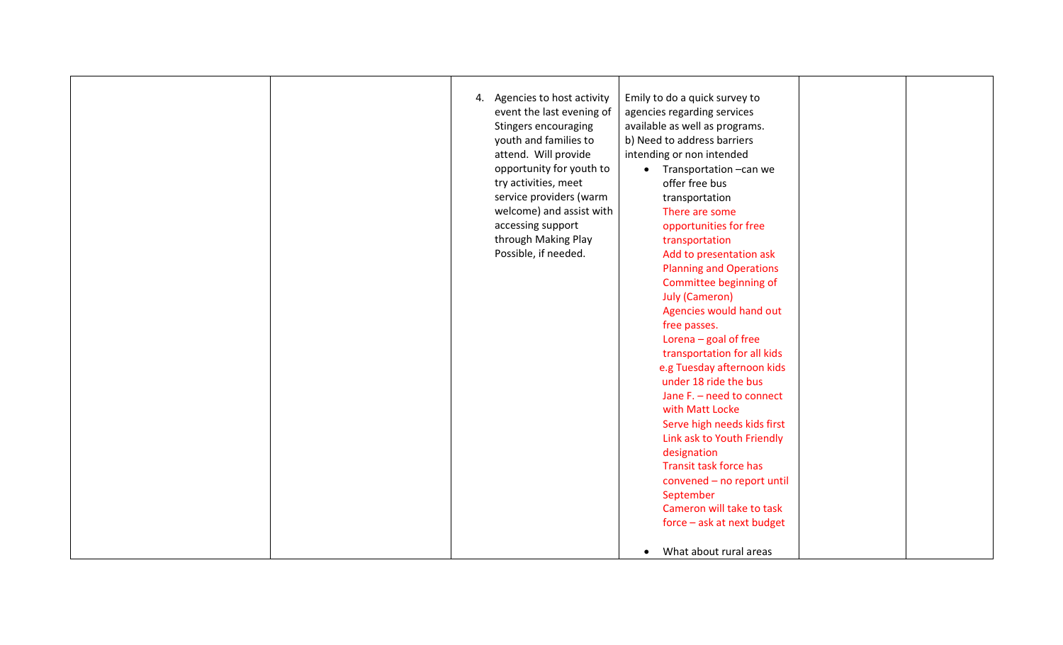| | | | | | |
|---|---|---|---|---|---|
| | | 4. Agencies to host activity event the last evening of Stingers encouraging youth and families to attend. Will provide opportunity for youth to try activities, meet service providers (warm welcome) and assist with accessing support through Making Play Possible, if needed. | Emily to do a quick survey to agencies regarding services available as well as programs.<br>b) Need to address barriers intending or non intended<br>• Transportation –can we offer free bus transportation<br>There are some opportunities for free transportation<br>Add to presentation ask Planning and Operations Committee beginning of July (Cameron)<br>Agencies would hand out free passes.<br>Lorena – goal of free transportation for all kids e.g Tuesday afternoon kids under 18 ride the bus<br>Jane F. – need to connect with Matt Locke<br>Serve high needs kids first<br>Link ask to Youth Friendly designation<br>Transit task force has convened – no report until September<br>Cameron will take to task force – ask at next budget<br>• What about rural areas | | |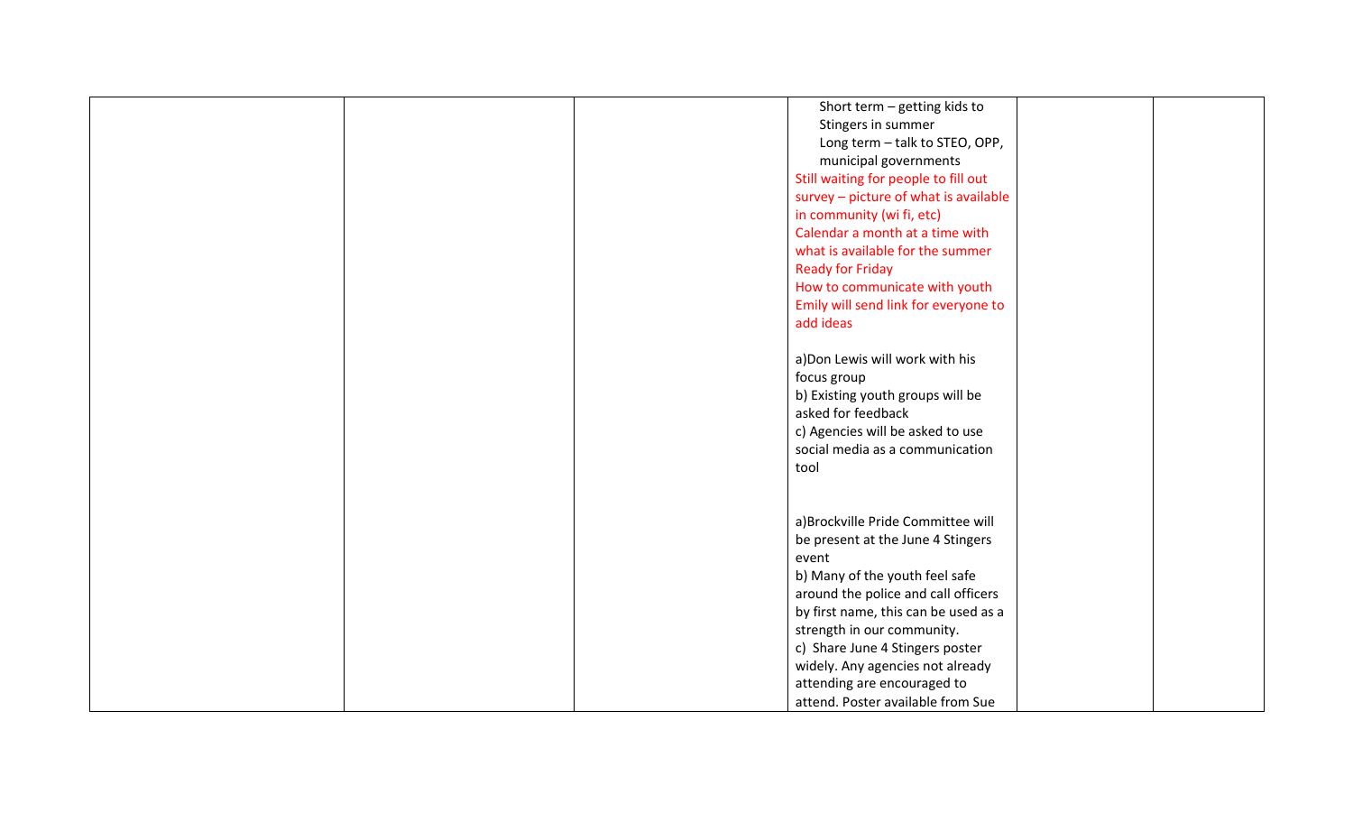| | | | | | |
|---|---|---|---|---|---|
| | | | Short term – getting kids to Stingers in summer<br>Long term – talk to STEO, OPP, municipal governments<br>Still waiting for people to fill out survey – picture of what is available in community (wi fi, etc)<br>Calendar a month at a time with what is available for the summer<br>Ready for Friday<br>How to communicate with youth<br>Emily will send link for everyone to add ideas<br><br>a)Don Lewis will work with his focus group<br>b) Existing youth groups will be asked for feedback<br>c) Agencies will be asked to use social media as a communication tool<br><br><br>a)Brockville Pride Committee will be present at the June 4 Stingers event<br>b) Many of the youth feel safe around the police and call officers by first name, this can be used as a strength in our community.<br>c) Share June 4 Stingers poster widely. Any agencies not already attending are encouraged to attend. Poster available from Sue | | |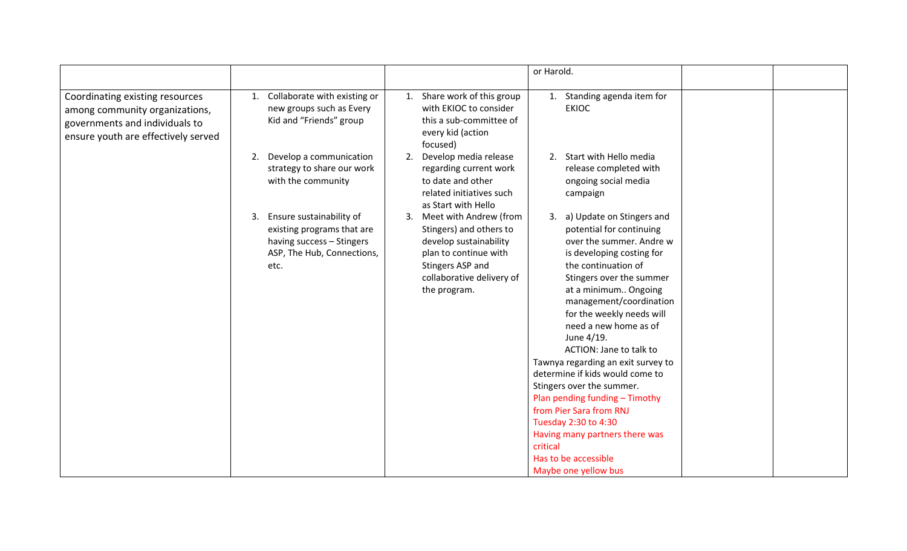| | | | | | |
|---|---|---|---|---|---|
| | | | or Harold. | | |
| Coordinating existing resources among community organizations, governments and individuals to ensure youth are effectively served | 1. Collaborate with existing or new groups such as Every Kid and "Friends" group<br><br>2. Develop a communication strategy to share our work with the community<br><br>3. Ensure sustainability of existing programs that are having success – Stingers ASP, The Hub, Connections, etc. | 1. Share work of this group with EKIOC to consider this a sub-committee of every kid (action focused)<br>2. Develop media release regarding current work to date and other related initiatives such as Start with Hello<br>3. Meet with Andrew (from Stingers) and others to develop sustainability plan to continue with Stingers ASP and collaborative delivery of the program. | 1. Standing agenda item for EKIOC<br><br>2. Start with Hello media release completed with ongoing social media campaign<br><br>3. a) Update on Stingers and potential for continuing over the summer. Andre w is developing costing for the continuation of Stingers over the summer at a minimum.. Ongoing management/coordination for the weekly needs will need a new home as of June 4/19.<br>ACTION: Jane to talk to Tawnya regarding an exit survey to determine if kids would come to Stingers over the summer.<br>Plan pending funding – Timothy from Pier Sara from RNJ<br>Tuesday 2:30 to 4:30<br>Having many partners there was critical<br>Has to be accessible<br>Maybe one yellow bus | | |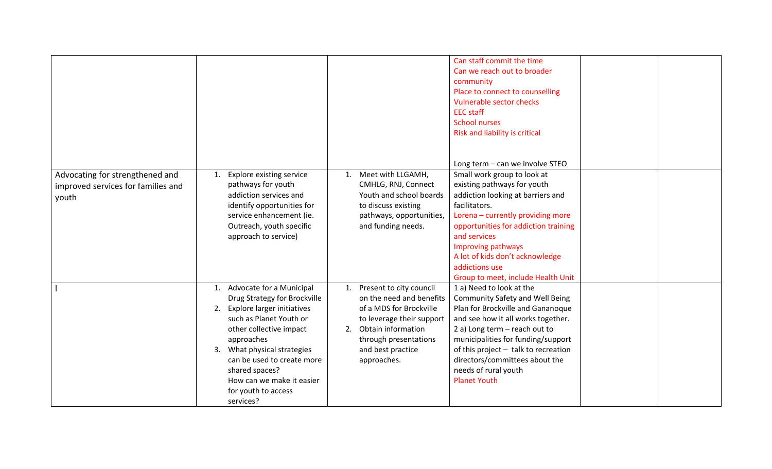| | | | | | |
|---|---|---|---|---|---|
| | | | Can staff commit the time<br>Can we reach out to broader community<br>Place to connect to counselling<br>Vulnerable sector checks<br>EEC staff<br>School nurses<br>Risk and liability is critical<br><br>Long term – can we involve STEO | | |
| Advocating for strengthened and improved services for families and youth | 1. Explore existing service pathways for youth addiction services and identify opportunities for service enhancement (ie. Outreach, youth specific approach to service) | 1. Meet with LLGAMH, CMHLG, RNJ, Connect Youth and school boards to discuss existing pathways, opportunities, and funding needs. | Small work group to look at existing pathways for youth addiction looking at barriers and facilitators.<br>Lorena – currently providing more opportunities for addiction training and services<br>Improving pathways<br>A lot of kids don't acknowledge addictions use<br>Group to meet, include Health Unit | | |
| I | 1. Advocate for a Municipal Drug Strategy for Brockville<br>2. Explore larger initiatives such as Planet Youth or other collective impact approaches<br>3. What physical strategies can be used to create more shared spaces? How can we make it easier for youth to access services? | 1. Present to city council on the need and benefits of a MDS for Brockville to leverage their support<br>2. Obtain information through presentations and best practice approaches. | 1 a) Need to look at the Community Safety and Well Being Plan for Brockville and Gananoque and see how it all works together.<br>2 a) Long term – reach out to municipalities for funding/support of this project – talk to recreation directors/committees about the needs of rural youth<br>Planet Youth | | |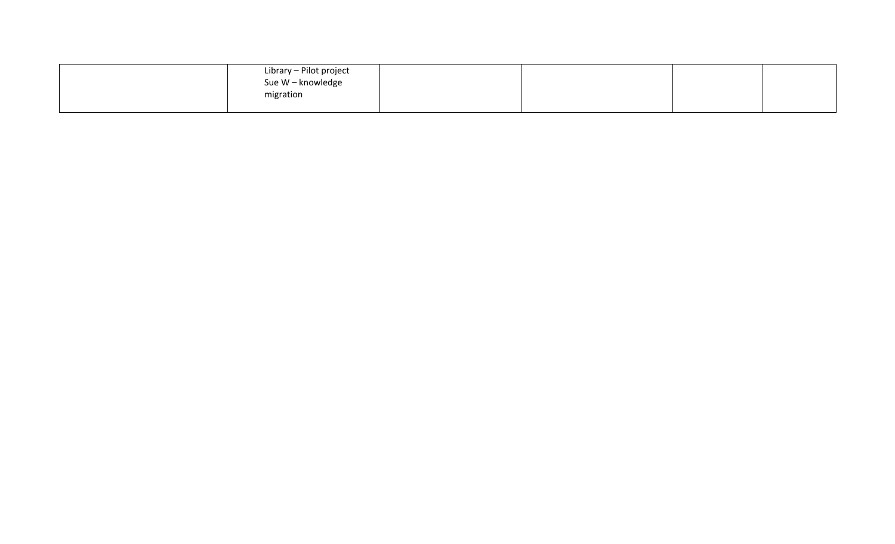| | | | | | |
|---|---|---|---|---|---|
| | Library – Pilot project<br>Sue W – knowledge migration | | | | |